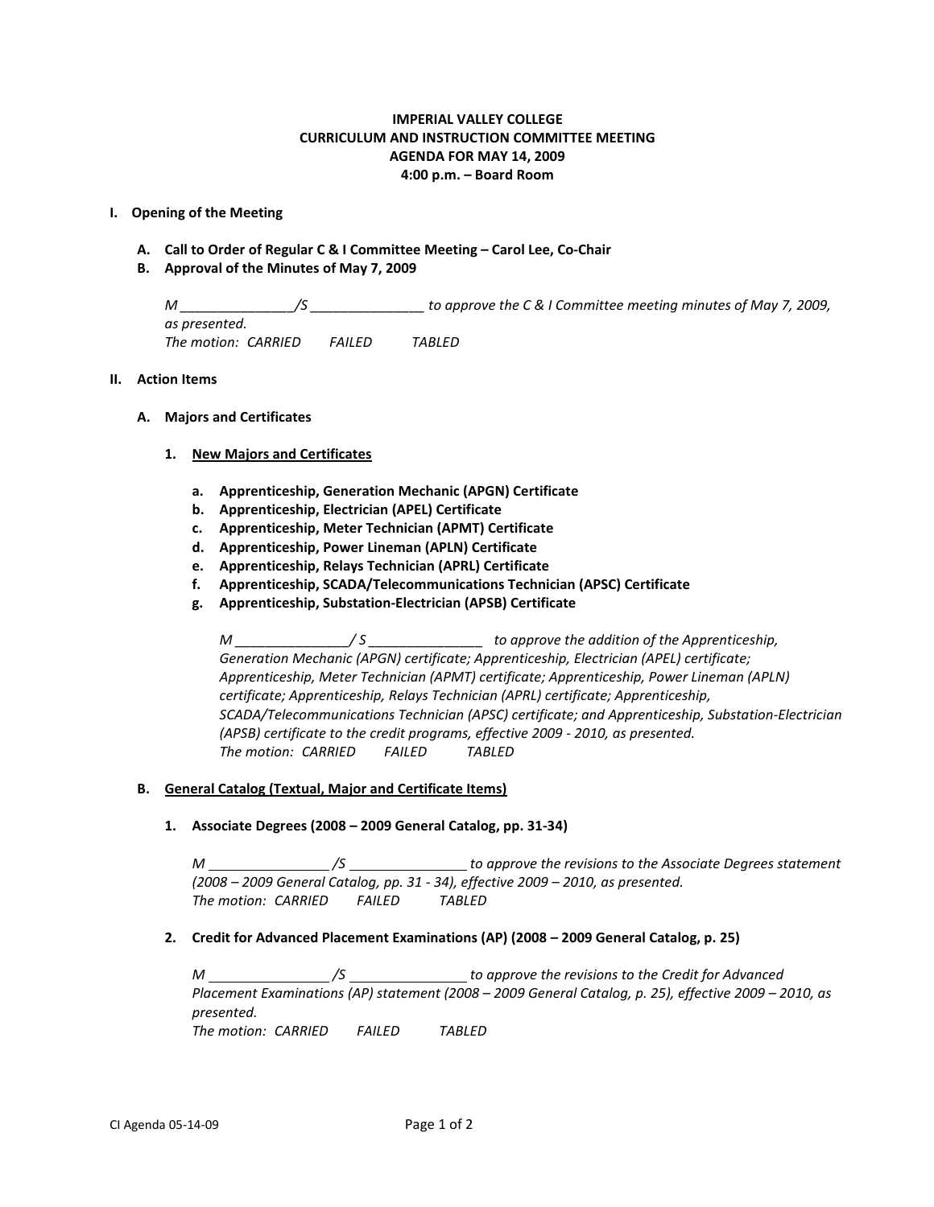**IMPERIAL VALLEY COLLEGE**
**CURRICULUM AND INSTRUCTION COMMITTEE MEETING**
**AGENDA FOR MAY 14, 2009**
**4:00 p.m. – Board Room**

**I. Opening of the Meeting**

**A. Call to Order of Regular C & I Committee Meeting – Carol Lee, Co-Chair**

**B. Approval of the Minutes of May 7, 2009**

*M _______________/S _______________ to approve the C & I Committee meeting minutes of May 7, 2009, as presented.*
*The motion: CARRIED FAILED TABLED*

**II. Action Items**

**A. Majors and Certificates**

**1. New Majors and Certificates**

**a. Apprenticeship, Generation Mechanic (APGN) Certificate**
**b. Apprenticeship, Electrician (APEL) Certificate**
**c. Apprenticeship, Meter Technician (APMT) Certificate**
**d. Apprenticeship, Power Lineman (APLN) Certificate**
**e. Apprenticeship, Relays Technician (APRL) Certificate**
**f. Apprenticeship, SCADA/Telecommunications Technician (APSC) Certificate**
**g. Apprenticeship, Substation-Electrician (APSB) Certificate**

*M _______________/ S _______________ to approve the addition of the Apprenticeship, Generation Mechanic (APGN) certificate; Apprenticeship, Electrician (APEL) certificate; Apprenticeship, Meter Technician (APMT) certificate; Apprenticeship, Power Lineman (APLN) certificate; Apprenticeship, Relays Technician (APRL) certificate; Apprenticeship, SCADA/Telecommunications Technician (APSC) certificate; and Apprenticeship, Substation-Electrician (APSB) certificate to the credit programs, effective 2009 - 2010, as presented.*
*The motion: CARRIED FAILED TABLED*

**B. General Catalog (Textual, Major and Certificate Items)**

**1. Associate Degrees (2008 – 2009 General Catalog, pp. 31-34)**

*M ________________/S _______________ to approve the revisions to the Associate Degrees statement (2008 – 2009 General Catalog, pp. 31 - 34), effective 2009 – 2010, as presented.*
*The motion: CARRIED FAILED TABLED*

**2. Credit for Advanced Placement Examinations (AP) (2008 – 2009 General Catalog, p. 25)**

*M ________________/S _______________ to approve the revisions to the Credit for Advanced Placement Examinations (AP) statement (2008 – 2009 General Catalog, p. 25), effective 2009 – 2010, as presented.*
*The motion: CARRIED FAILED TABLED*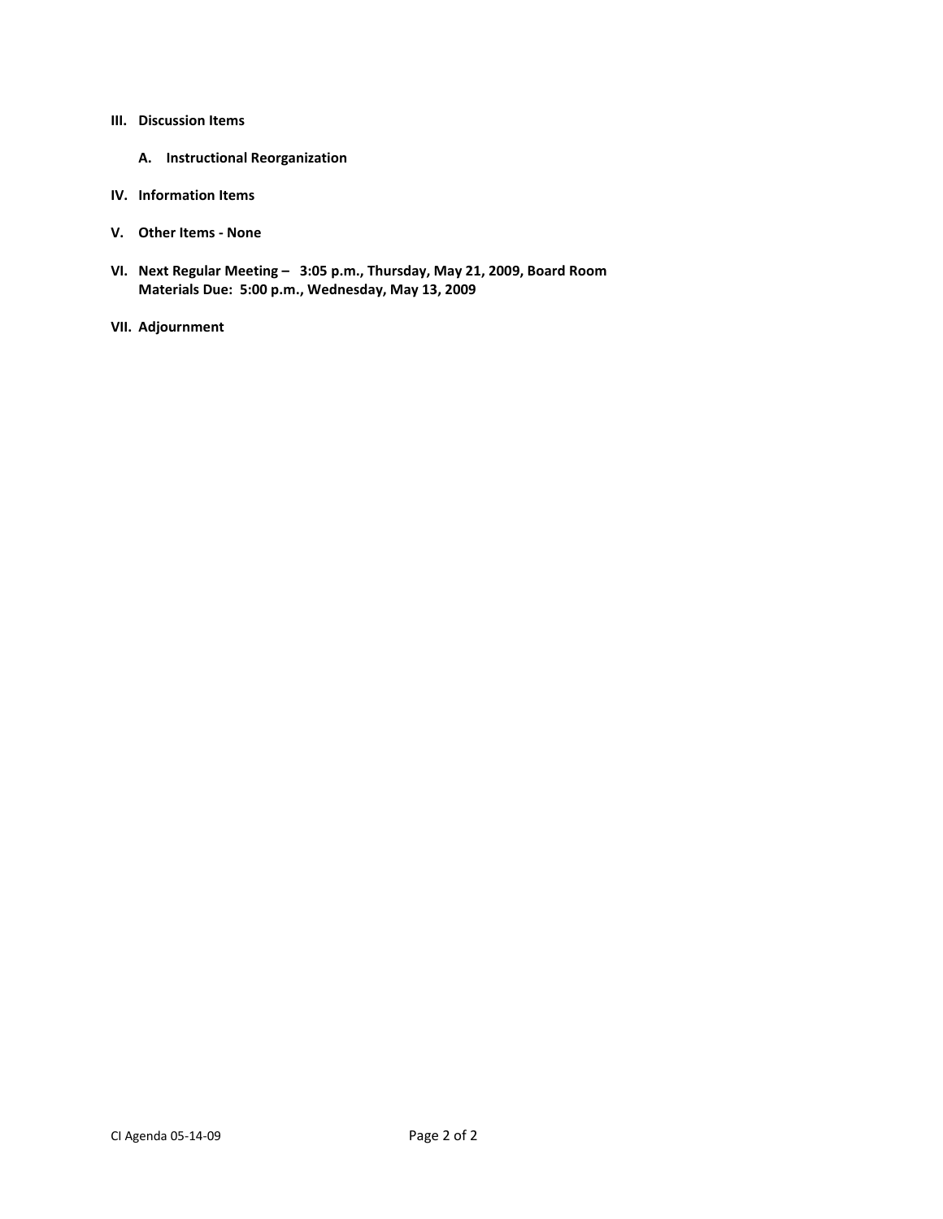**III. Discussion Items**

**A. Instructional Reorganization**

**IV. Information Items**

**V. Other Items - None**

**VI. Next Regular Meeting – 3:05 p.m., Thursday, May 21, 2009, Board Room**
**Materials Due: 5:00 p.m., Wednesday, May 13, 2009**

**VII. Adjournment**